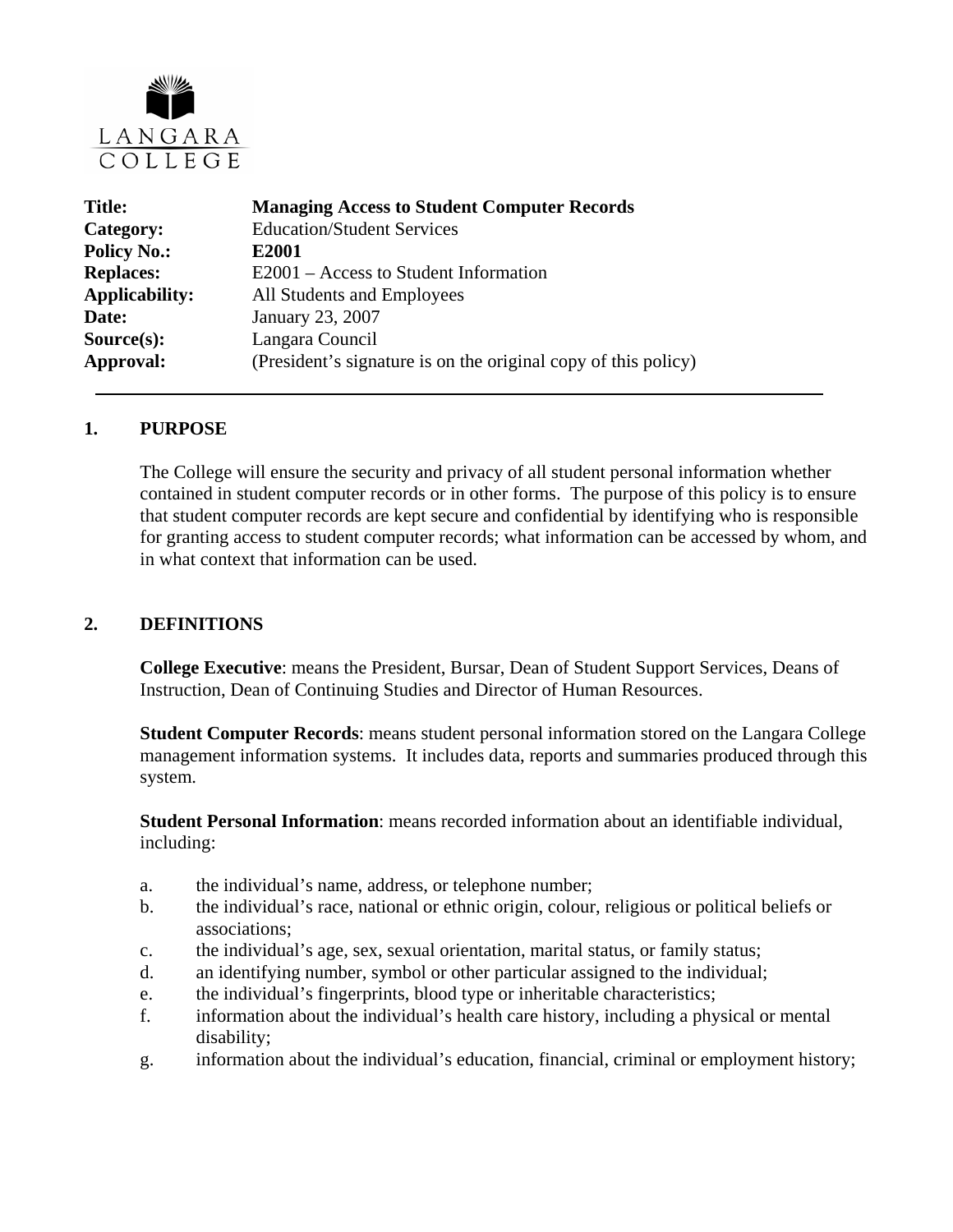LANGARA COLLEGE

| | |
|---|---|
| **Title:** | **Managing Access to Student Computer Records** |
| **Category:** | Education/Student Services |
| **Policy No.:** | **E2001** |
| **Replaces:** | E2001 – Access to Student Information |
| **Applicability:** | All Students and Employees |
| **Date:** | January 23, 2007 |
| **Source(s):** | Langara Council |
| **Approval:** | (President's signature is on the original copy of this policy) |

## 1. PURPOSE

The College will ensure the security and privacy of all student personal information whether contained in student computer records or in other forms. The purpose of this policy is to ensure that student computer records are kept secure and confidential by identifying who is responsible for granting access to student computer records; what information can be accessed by whom, and in what context that information can be used.

## 2. DEFINITIONS

**College Executive**: means the President, Bursar, Dean of Student Support Services, Deans of Instruction, Dean of Continuing Studies and Director of Human Resources.

**Student Computer Records**: means student personal information stored on the Langara College management information systems. It includes data, reports and summaries produced through this system.

**Student Personal Information**: means recorded information about an identifiable individual, including:

a. the individual's name, address, or telephone number;
b. the individual's race, national or ethnic origin, colour, religious or political beliefs or associations;
c. the individual's age, sex, sexual orientation, marital status, or family status;
d. an identifying number, symbol or other particular assigned to the individual;
e. the individual's fingerprints, blood type or inheritable characteristics;
f. information about the individual's health care history, including a physical or mental disability;
g. information about the individual's education, financial, criminal or employment history;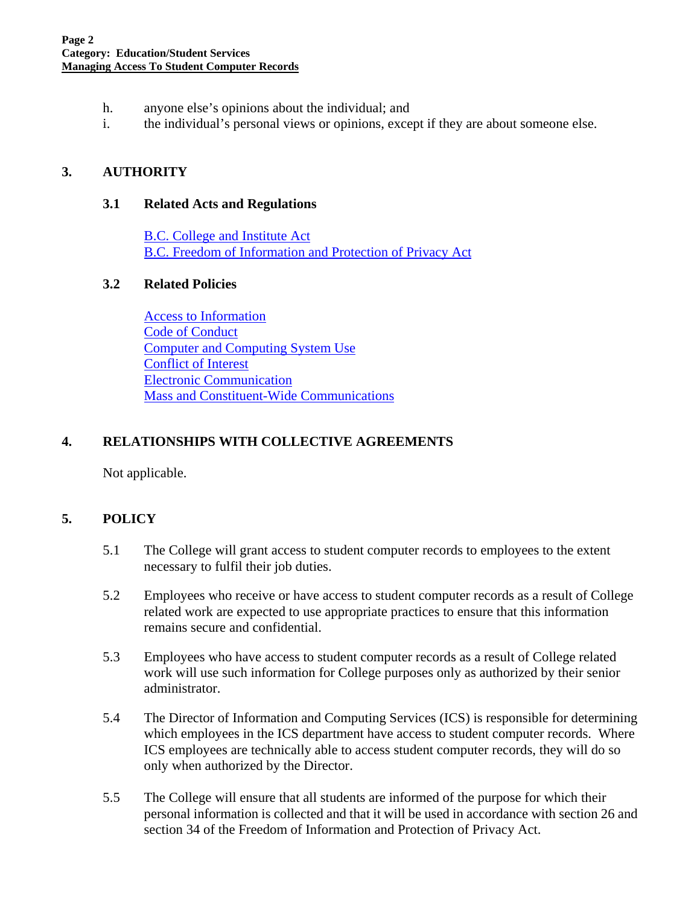h. anyone else's opinions about the individual; and
i. the individual's personal views or opinions, except if they are about someone else.

## 3. AUTHORITY

### 3.1 Related Acts and Regulations

B.C. College and Institute Act
B.C. Freedom of Information and Protection of Privacy Act

### 3.2 Related Policies

Access to Information
Code of Conduct
Computer and Computing System Use
Conflict of Interest
Electronic Communication
Mass and Constituent-Wide Communications

## 4. RELATIONSHIPS WITH COLLECTIVE AGREEMENTS

Not applicable.

## 5. POLICY

5.1 The College will grant access to student computer records to employees to the extent necessary to fulfil their job duties.

5.2 Employees who receive or have access to student computer records as a result of College related work are expected to use appropriate practices to ensure that this information remains secure and confidential.

5.3 Employees who have access to student computer records as a result of College related work will use such information for College purposes only as authorized by their senior administrator.

5.4 The Director of Information and Computing Services (ICS) is responsible for determining which employees in the ICS department have access to student computer records. Where ICS employees are technically able to access student computer records, they will do so only when authorized by the Director.

5.5 The College will ensure that all students are informed of the purpose for which their personal information is collected and that it will be used in accordance with section 26 and section 34 of the Freedom of Information and Protection of Privacy Act.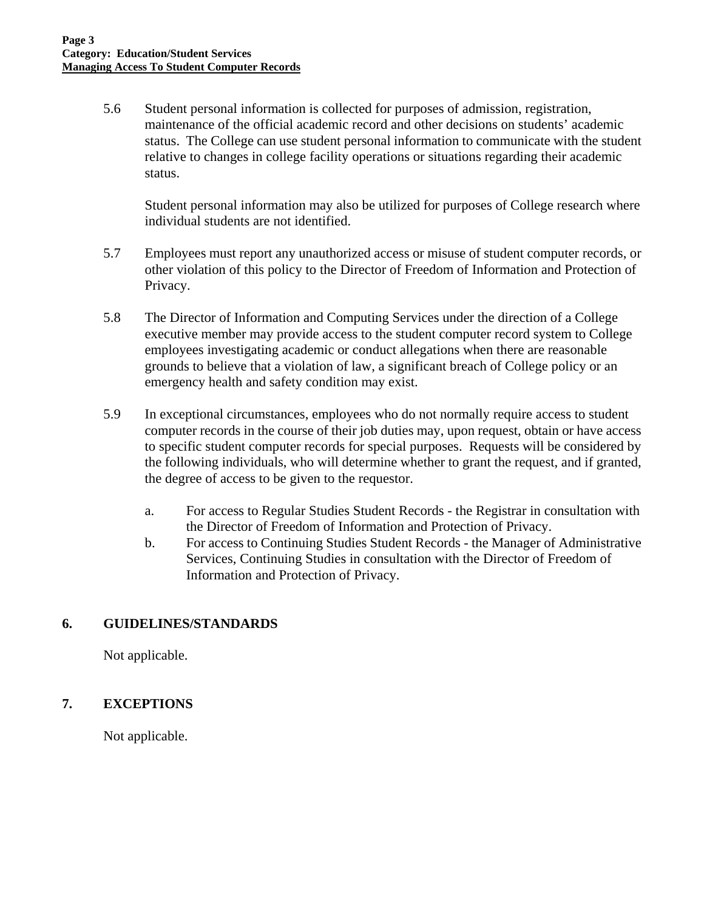5.6 Student personal information is collected for purposes of admission, registration, maintenance of the official academic record and other decisions on students' academic status. The College can use student personal information to communicate with the student relative to changes in college facility operations or situations regarding their academic status.

Student personal information may also be utilized for purposes of College research where individual students are not identified.

5.7 Employees must report any unauthorized access or misuse of student computer records, or other violation of this policy to the Director of Freedom of Information and Protection of Privacy.

5.8 The Director of Information and Computing Services under the direction of a College executive member may provide access to the student computer record system to College employees investigating academic or conduct allegations when there are reasonable grounds to believe that a violation of law, a significant breach of College policy or an emergency health and safety condition may exist.

5.9 In exceptional circumstances, employees who do not normally require access to student computer records in the course of their job duties may, upon request, obtain or have access to specific student computer records for special purposes. Requests will be considered by the following individuals, who will determine whether to grant the request, and if granted, the degree of access to be given to the requestor.

a. For access to Regular Studies Student Records - the Registrar in consultation with the Director of Freedom of Information and Protection of Privacy.

b. For access to Continuing Studies Student Records - the Manager of Administrative Services, Continuing Studies in consultation with the Director of Freedom of Information and Protection of Privacy.

## 6. GUIDELINES/STANDARDS

Not applicable.

## 7. EXCEPTIONS

Not applicable.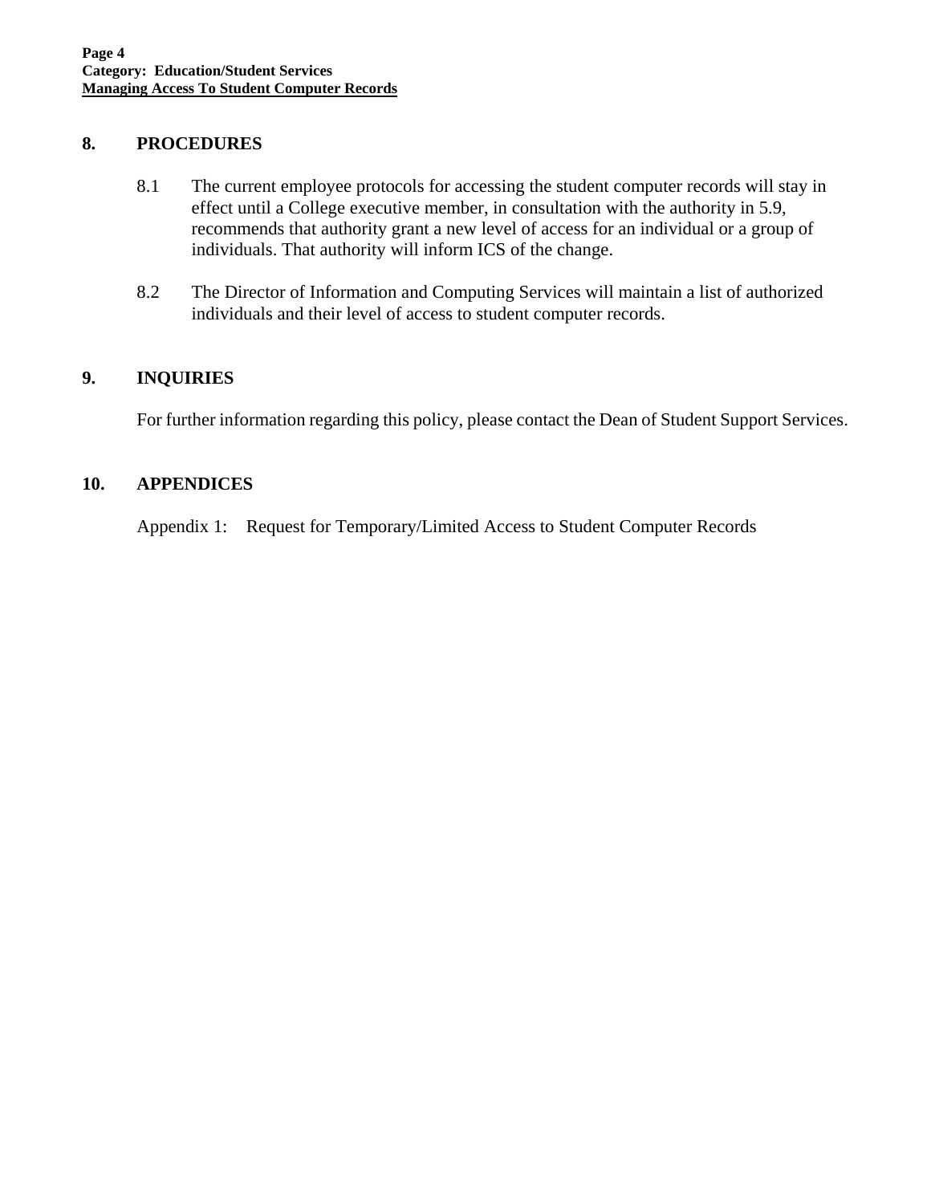## 8. PROCEDURES

8.1 The current employee protocols for accessing the student computer records will stay in effect until a College executive member, in consultation with the authority in 5.9, recommends that authority grant a new level of access for an individual or a group of individuals. That authority will inform ICS of the change.

8.2 The Director of Information and Computing Services will maintain a list of authorized individuals and their level of access to student computer records.

## 9. INQUIRIES

For further information regarding this policy, please contact the Dean of Student Support Services.

## 10. APPENDICES

Appendix 1: Request for Temporary/Limited Access to Student Computer Records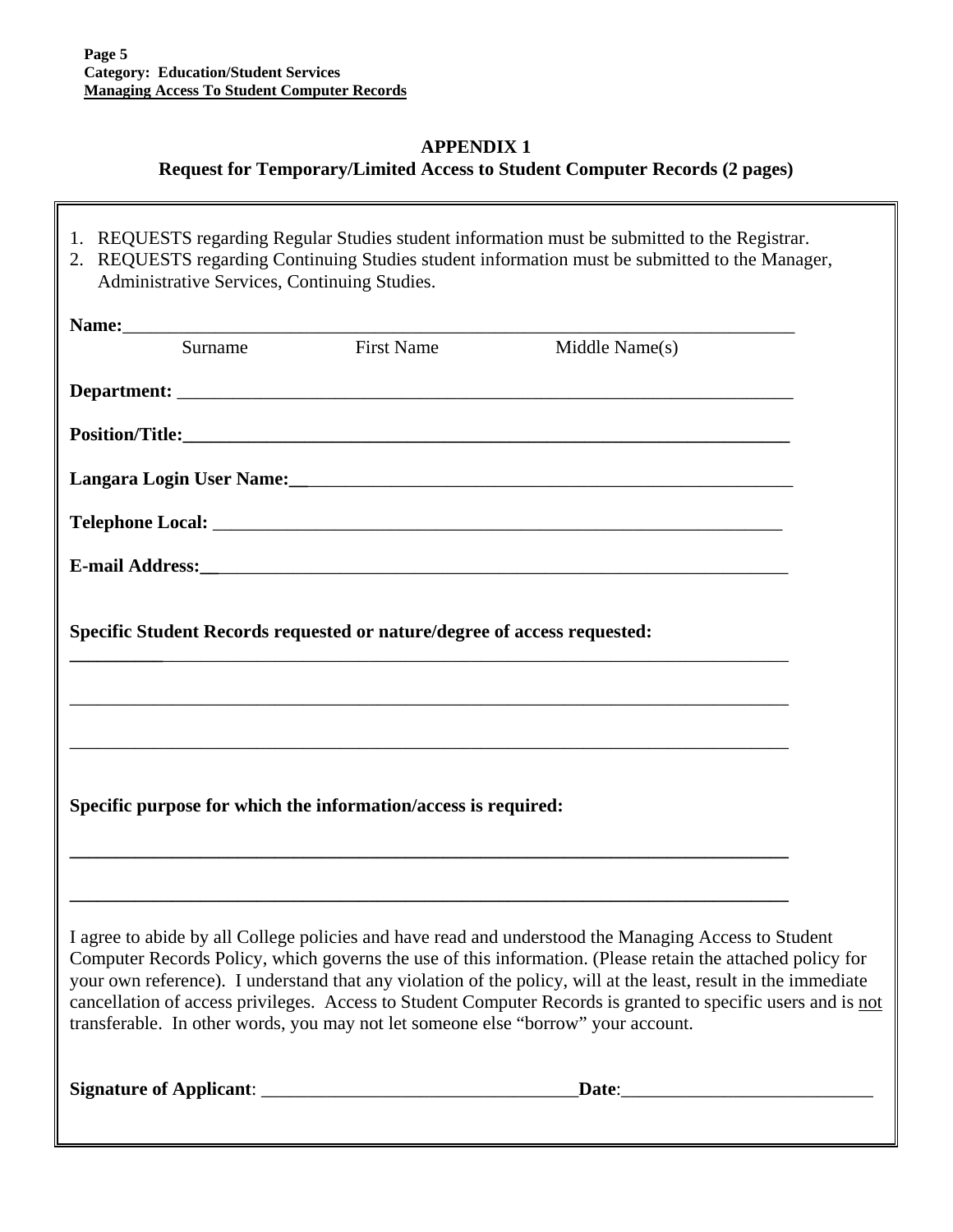## APPENDIX 1
## Request for Temporary/Limited Access to Student Computer Records (2 pages)

1. REQUESTS regarding Regular Studies student information must be submitted to the Registrar.
2. REQUESTS regarding Continuing Studies student information must be submitted to the Manager, Administrative Services, Continuing Studies.

**Name:**______________________________________________________________________

Surname First Name Middle Name(s)

**Department:** ________________________________________________________________

**Position/Title:**______________________________________________________________

**Langara Login User Name:**____________________________________________________

**Telephone Local:** ____________________________________________________________

**E-mail Address:**_____________________________________________________________

**Specific Student Records requested or nature/degree of access requested:**

______________________________________________________________________________

______________________________________________________________________________

______________________________________________________________________________

**Specific purpose for which the information/access is required:**

______________________________________________________________________________

______________________________________________________________________________

I agree to abide by all College policies and have read and understood the Managing Access to Student Computer Records Policy, which governs the use of this information. (Please retain the attached policy for your own reference). I understand that any violation of the policy, will at the least, result in the immediate cancellation of access privileges. Access to Student Computer Records is granted to specific users and is <u>not</u> transferable. In other words, you may not let someone else "borrow" your account.

**Signature of Applicant**: ________________________________**Date**:___________________________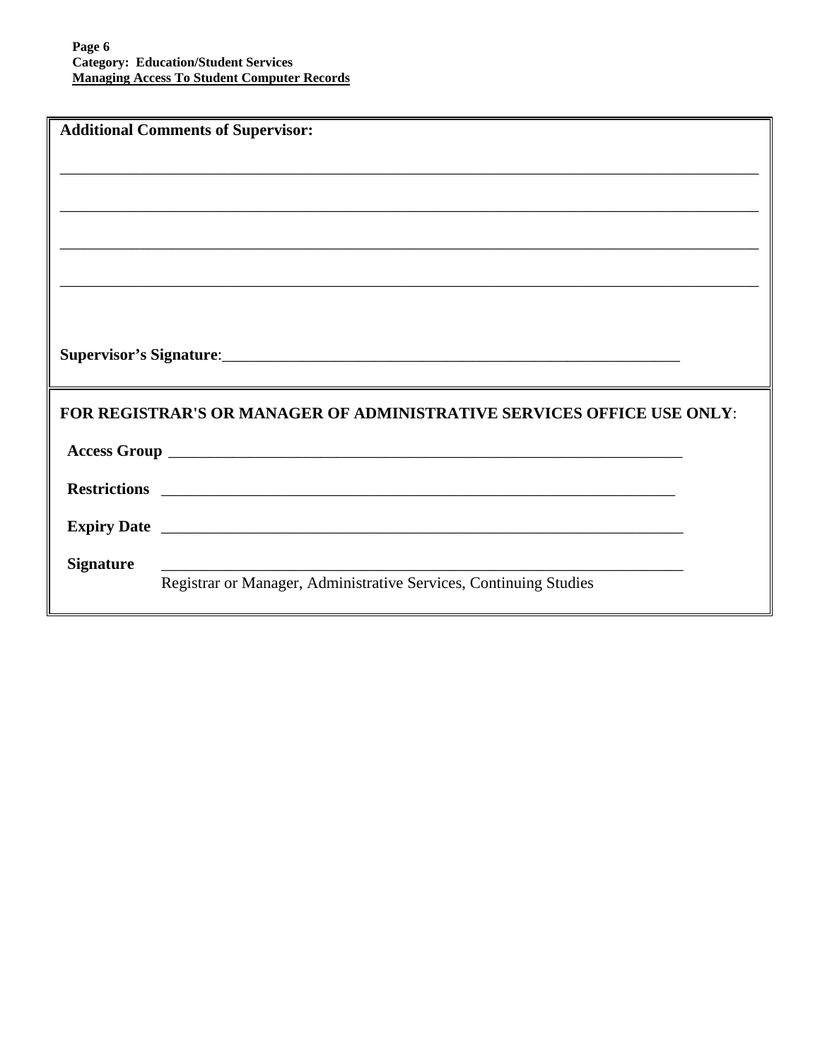**Additional Comments of Supervisor:**

\_\_\_\_\_\_\_\_\_\_\_\_\_\_\_\_\_\_\_\_\_\_\_\_\_\_\_\_\_\_\_\_\_\_\_\_\_\_\_\_\_\_\_\_\_\_\_\_\_\_\_\_\_\_\_\_\_\_\_\_\_\_\_\_\_\_\_\_\_\_\_\_\_\_\_\_\_\_\_\_\_\_

\_\_\_\_\_\_\_\_\_\_\_\_\_\_\_\_\_\_\_\_\_\_\_\_\_\_\_\_\_\_\_\_\_\_\_\_\_\_\_\_\_\_\_\_\_\_\_\_\_\_\_\_\_\_\_\_\_\_\_\_\_\_\_\_\_\_\_\_\_\_\_\_\_\_\_\_\_\_\_\_\_\_

\_\_\_\_\_\_\_\_\_\_\_\_\_\_\_\_\_\_\_\_\_\_\_\_\_\_\_\_\_\_\_\_\_\_\_\_\_\_\_\_\_\_\_\_\_\_\_\_\_\_\_\_\_\_\_\_\_\_\_\_\_\_\_\_\_\_\_\_\_\_\_\_\_\_\_\_\_\_\_\_\_\_

\_\_\_\_\_\_\_\_\_\_\_\_\_\_\_\_\_\_\_\_\_\_\_\_\_\_\_\_\_\_\_\_\_\_\_\_\_\_\_\_\_\_\_\_\_\_\_\_\_\_\_\_\_\_\_\_\_\_\_\_\_\_\_\_\_\_\_\_\_\_\_\_\_\_\_\_\_\_\_\_\_\_

**Supervisor's Signature**:\_\_\_\_\_\_\_\_\_\_\_\_\_\_\_\_\_\_\_\_\_\_\_\_\_\_\_\_\_\_\_\_\_\_\_\_\_\_\_\_\_\_\_\_\_\_\_\_\_\_\_\_\_\_\_\_\_

**FOR REGISTRAR'S OR MANAGER OF ADMINISTRATIVE SERVICES OFFICE USE ONLY**:

**Access Group** \_\_\_\_\_\_\_\_\_\_\_\_\_\_\_\_\_\_\_\_\_\_\_\_\_\_\_\_\_\_\_\_\_\_\_\_\_\_\_\_\_\_\_\_\_\_\_\_\_\_\_\_\_\_\_\_\_\_\_\_\_

**Restrictions** \_\_\_\_\_\_\_\_\_\_\_\_\_\_\_\_\_\_\_\_\_\_\_\_\_\_\_\_\_\_\_\_\_\_\_\_\_\_\_\_\_\_\_\_\_\_\_\_\_\_\_\_\_\_\_\_\_\_\_\_\_

**Expiry Date** \_\_\_\_\_\_\_\_\_\_\_\_\_\_\_\_\_\_\_\_\_\_\_\_\_\_\_\_\_\_\_\_\_\_\_\_\_\_\_\_\_\_\_\_\_\_\_\_\_\_\_\_\_\_\_\_\_\_\_\_\_

**Signature** \_\_\_\_\_\_\_\_\_\_\_\_\_\_\_\_\_\_\_\_\_\_\_\_\_\_\_\_\_\_\_\_\_\_\_\_\_\_\_\_\_\_\_\_\_\_\_\_\_\_\_\_\_\_\_\_\_\_\_\_\_

Registrar or Manager, Administrative Services, Continuing Studies